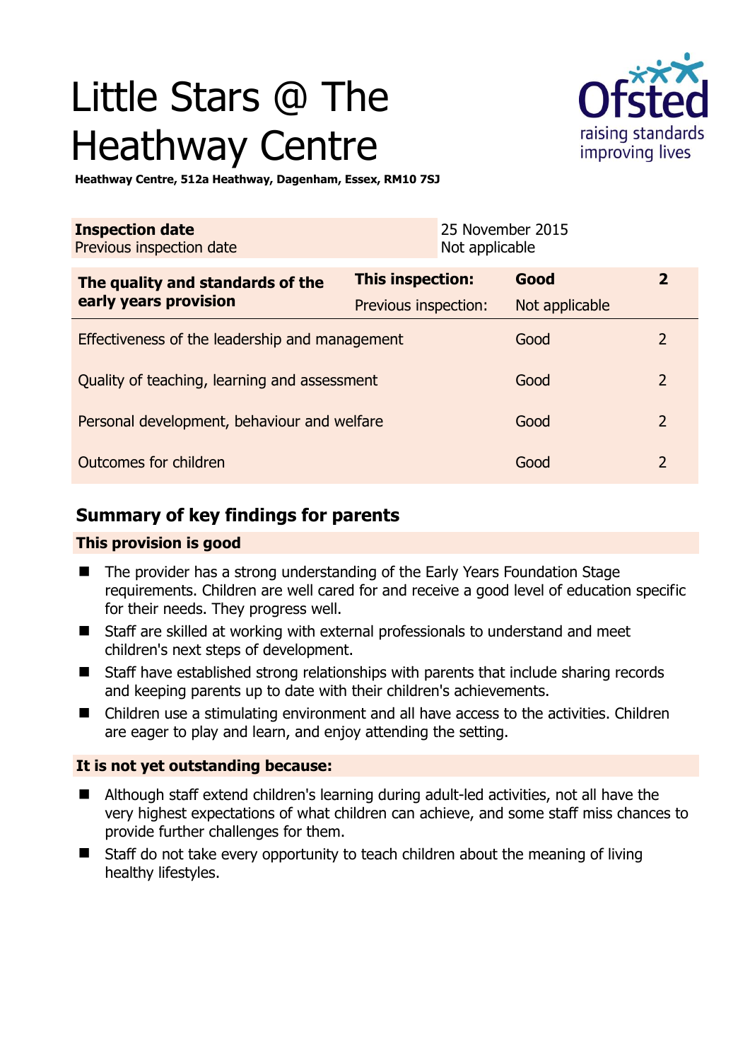# Little Stars @ The Heathway Centre

**Heathway Centre, 512a Heathway, Dagenham, Essex, RM10 7SJ**

| **Inspection date** | 25 November 2015 |
|---|---|
| Previous inspection date | Not applicable |

| **The quality and standards of the early years provision** | **This inspection:** | **Good** | **2** |
|---|---|---|---|
| | Previous inspection: | Not applicable | |
| Effectiveness of the leadership and management | | Good | 2 |
| Quality of teaching, learning and assessment | | Good | 2 |
| Personal development, behaviour and welfare | | Good | 2 |
| Outcomes for children | | Good | 2 |

## Summary of key findings for parents

### This provision is good

- The provider has a strong understanding of the Early Years Foundation Stage requirements. Children are well cared for and receive a good level of education specific for their needs. They progress well.
- Staff are skilled at working with external professionals to understand and meet children's next steps of development.
- Staff have established strong relationships with parents that include sharing records and keeping parents up to date with their children's achievements.
- Children use a stimulating environment and all have access to the activities. Children are eager to play and learn, and enjoy attending the setting.

### It is not yet outstanding because:

- Although staff extend children's learning during adult-led activities, not all have the very highest expectations of what children can achieve, and some staff miss chances to provide further challenges for them.
- Staff do not take every opportunity to teach children about the meaning of living healthy lifestyles.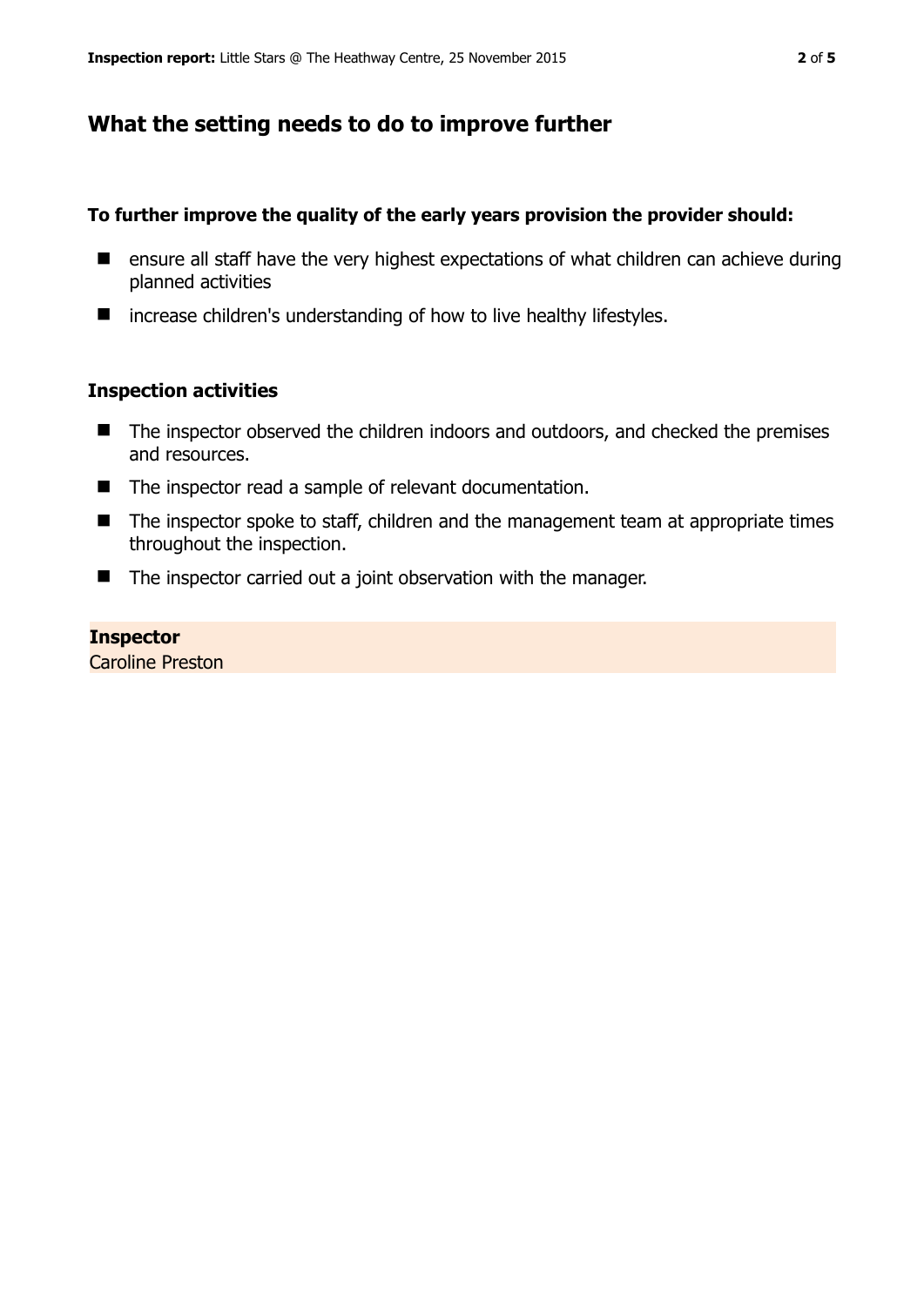## What the setting needs to do to improve further

**To further improve the quality of the early years provision the provider should:**

- ensure all staff have the very highest expectations of what children can achieve during planned activities
- increase children's understanding of how to live healthy lifestyles.

### Inspection activities

- The inspector observed the children indoors and outdoors, and checked the premises and resources.
- The inspector read a sample of relevant documentation.
- The inspector spoke to staff, children and the management team at appropriate times throughout the inspection.
- The inspector carried out a joint observation with the manager.

**Inspector**
Caroline Preston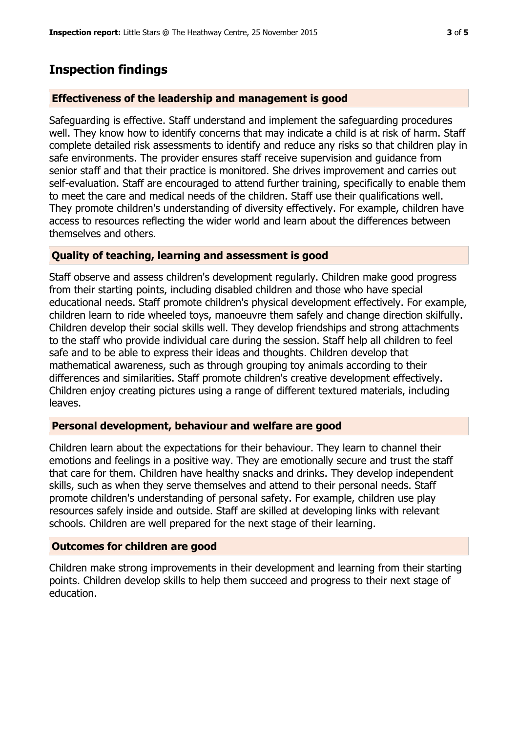# Inspection findings

### Effectiveness of the leadership and management is good

Safeguarding is effective. Staff understand and implement the safeguarding procedures well. They know how to identify concerns that may indicate a child is at risk of harm. Staff complete detailed risk assessments to identify and reduce any risks so that children play in safe environments. The provider ensures staff receive supervision and guidance from senior staff and that their practice is monitored. She drives improvement and carries out self-evaluation. Staff are encouraged to attend further training, specifically to enable them to meet the care and medical needs of the children. Staff use their qualifications well. They promote children's understanding of diversity effectively. For example, children have access to resources reflecting the wider world and learn about the differences between themselves and others.

### Quality of teaching, learning and assessment is good

Staff observe and assess children's development regularly. Children make good progress from their starting points, including disabled children and those who have special educational needs. Staff promote children's physical development effectively. For example, children learn to ride wheeled toys, manoeuvre them safely and change direction skilfully. Children develop their social skills well. They develop friendships and strong attachments to the staff who provide individual care during the session. Staff help all children to feel safe and to be able to express their ideas and thoughts. Children develop that mathematical awareness, such as through grouping toy animals according to their differences and similarities. Staff promote children's creative development effectively. Children enjoy creating pictures using a range of different textured materials, including leaves.

### Personal development, behaviour and welfare are good

Children learn about the expectations for their behaviour. They learn to channel their emotions and feelings in a positive way. They are emotionally secure and trust the staff that care for them. Children have healthy snacks and drinks. They develop independent skills, such as when they serve themselves and attend to their personal needs. Staff promote children's understanding of personal safety. For example, children use play resources safely inside and outside. Staff are skilled at developing links with relevant schools. Children are well prepared for the next stage of their learning.

### Outcomes for children are good

Children make strong improvements in their development and learning from their starting points. Children develop skills to help them succeed and progress to their next stage of education.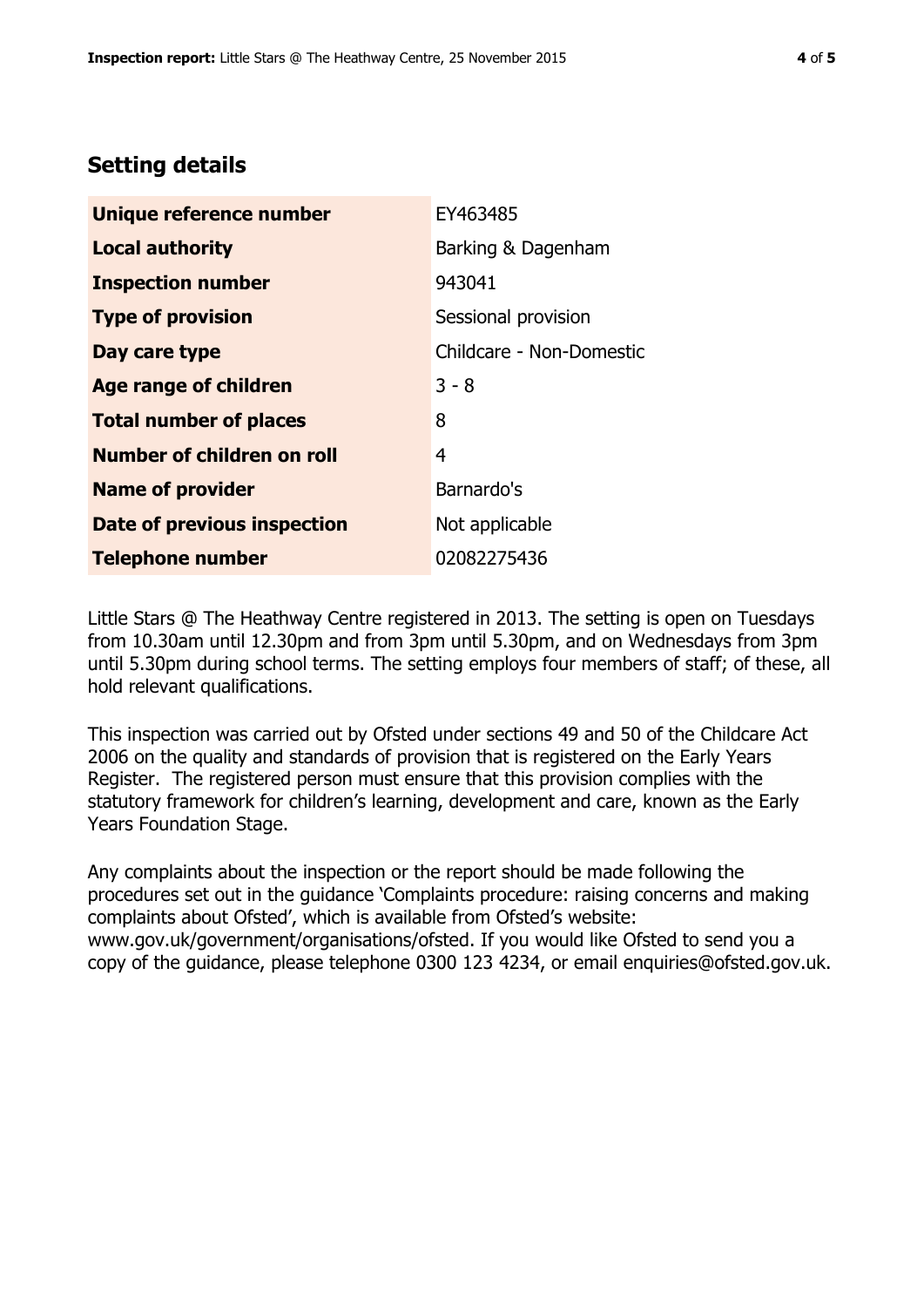## Setting details

| | |
|---|---|
| **Unique reference number** | EY463485 |
| **Local authority** | Barking & Dagenham |
| **Inspection number** | 943041 |
| **Type of provision** | Sessional provision |
| **Day care type** | Childcare - Non-Domestic |
| **Age range of children** | 3 - 8 |
| **Total number of places** | 8 |
| **Number of children on roll** | 4 |
| **Name of provider** | Barnardo's |
| **Date of previous inspection** | Not applicable |
| **Telephone number** | 02082275436 |

Little Stars @ The Heathway Centre registered in 2013. The setting is open on Tuesdays from 10.30am until 12.30pm and from 3pm until 5.30pm, and on Wednesdays from 3pm until 5.30pm during school terms. The setting employs four members of staff; of these, all hold relevant qualifications.

This inspection was carried out by Ofsted under sections 49 and 50 of the Childcare Act 2006 on the quality and standards of provision that is registered on the Early Years Register. The registered person must ensure that this provision complies with the statutory framework for children's learning, development and care, known as the Early Years Foundation Stage.

Any complaints about the inspection or the report should be made following the procedures set out in the guidance 'Complaints procedure: raising concerns and making complaints about Ofsted', which is available from Ofsted's website: www.gov.uk/government/organisations/ofsted. If you would like Ofsted to send you a copy of the guidance, please telephone 0300 123 4234, or email enquiries@ofsted.gov.uk.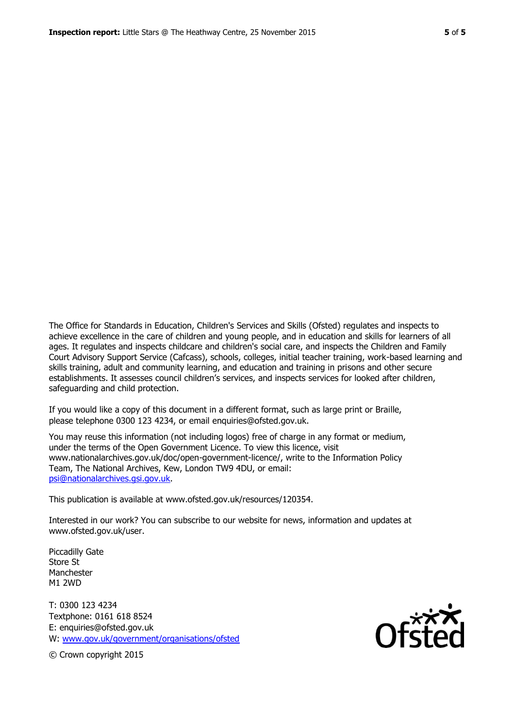The Office for Standards in Education, Children's Services and Skills (Ofsted) regulates and inspects to achieve excellence in the care of children and young people, and in education and skills for learners of all ages. It regulates and inspects childcare and children's social care, and inspects the Children and Family Court Advisory Support Service (Cafcass), schools, colleges, initial teacher training, work-based learning and skills training, adult and community learning, and education and training in prisons and other secure establishments. It assesses council children's services, and inspects services for looked after children, safeguarding and child protection.

If you would like a copy of this document in a different format, such as large print or Braille, please telephone 0300 123 4234, or email enquiries@ofsted.gov.uk.

You may reuse this information (not including logos) free of charge in any format or medium, under the terms of the Open Government Licence. To view this licence, visit www.nationalarchives.gov.uk/doc/open-government-licence/, write to the Information Policy Team, The National Archives, Kew, London TW9 4DU, or email: psi@nationalarchives.gsi.gov.uk.

This publication is available at www.ofsted.gov.uk/resources/120354.

Interested in our work? You can subscribe to our website for news, information and updates at www.ofsted.gov.uk/user.

Piccadilly Gate
Store St
Manchester
M1 2WD

T: 0300 123 4234
Textphone: 0161 618 8524
E: enquiries@ofsted.gov.uk
W: www.gov.uk/government/organisations/ofsted

© Crown copyright 2015